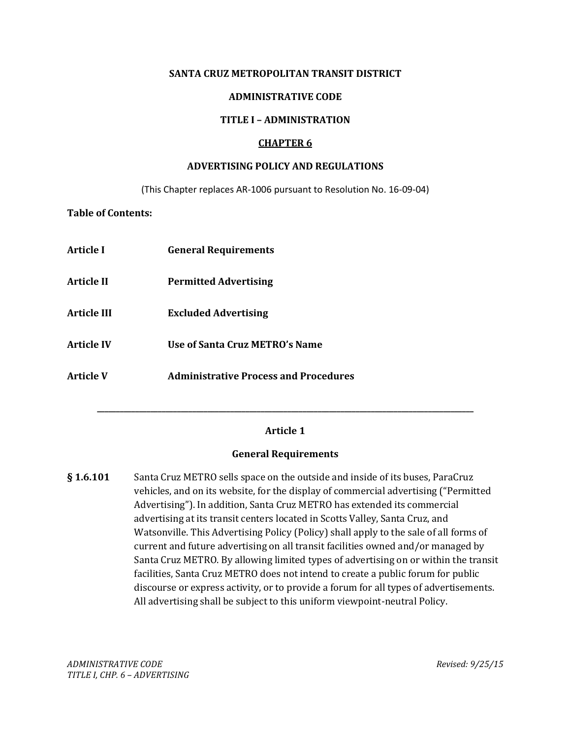**SANTA CRUZ METROPOLITAN TRANSIT DISTRICT**

**ADMINISTRATIVE CODE**

**TITLE I – ADMINISTRATION**

# CHAPTER 6

## ADVERTISING POLICY AND REGULATIONS

(This Chapter replaces AR-1006 pursuant to Resolution No. 16-09-04)

**Table of Contents:**

| | |
|---|---|
| **Article I** | **General Requirements** |
| **Article II** | **Permitted Advertising** |
| **Article III** | **Excluded Advertising** |
| **Article IV** | **Use of Santa Cruz METRO's Name** |
| **Article V** | **Administrative Process and Procedures** |

---

## Article 1

### General Requirements

**§ 1.6.101** Santa Cruz METRO sells space on the outside and inside of its buses, ParaCruz vehicles, and on its website, for the display of commercial advertising ("Permitted Advertising"). In addition, Santa Cruz METRO has extended its commercial advertising at its transit centers located in Scotts Valley, Santa Cruz, and Watsonville. This Advertising Policy (Policy) shall apply to the sale of all forms of current and future advertising on all transit facilities owned and/or managed by Santa Cruz METRO. By allowing limited types of advertising on or within the transit facilities, Santa Cruz METRO does not intend to create a public forum for public discourse or express activity, or to provide a forum for all types of advertisements. All advertising shall be subject to this uniform viewpoint-neutral Policy.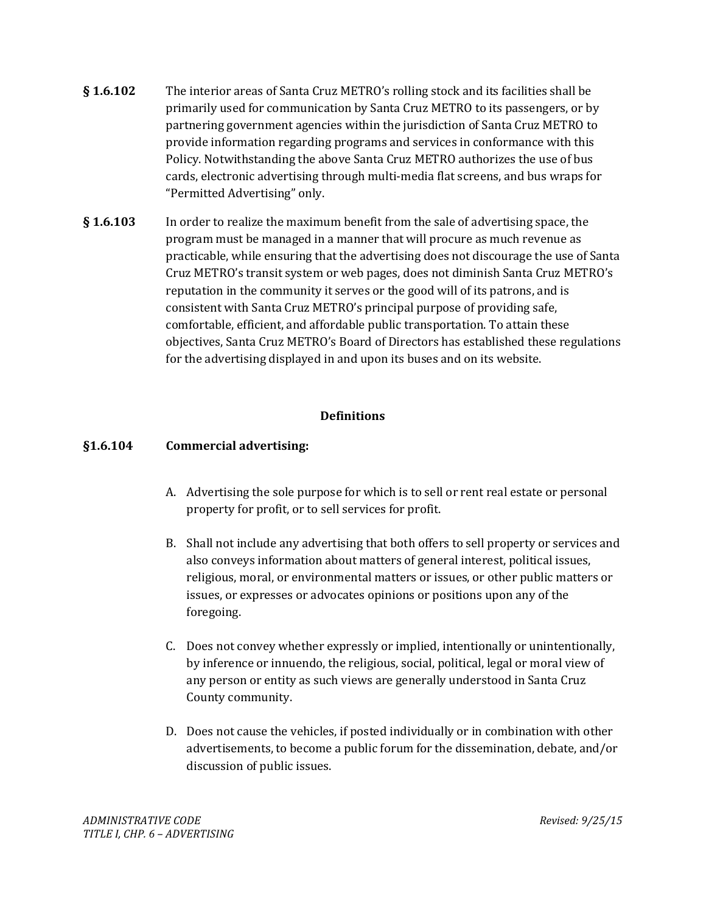**§ 1.6.102** The interior areas of Santa Cruz METRO's rolling stock and its facilities shall be primarily used for communication by Santa Cruz METRO to its passengers, or by partnering government agencies within the jurisdiction of Santa Cruz METRO to provide information regarding programs and services in conformance with this Policy. Notwithstanding the above Santa Cruz METRO authorizes the use of bus cards, electronic advertising through multi-media flat screens, and bus wraps for "Permitted Advertising" only.

**§ 1.6.103** In order to realize the maximum benefit from the sale of advertising space, the program must be managed in a manner that will procure as much revenue as practicable, while ensuring that the advertising does not discourage the use of Santa Cruz METRO's transit system or web pages, does not diminish Santa Cruz METRO's reputation in the community it serves or the good will of its patrons, and is consistent with Santa Cruz METRO's principal purpose of providing safe, comfortable, efficient, and affordable public transportation. To attain these objectives, Santa Cruz METRO's Board of Directors has established these regulations for the advertising displayed in and upon its buses and on its website.

## Definitions

**§1.6.104 Commercial advertising:**

A. Advertising the sole purpose for which is to sell or rent real estate or personal property for profit, or to sell services for profit.

B. Shall not include any advertising that both offers to sell property or services and also conveys information about matters of general interest, political issues, religious, moral, or environmental matters or issues, or other public matters or issues, or expresses or advocates opinions or positions upon any of the foregoing.

C. Does not convey whether expressly or implied, intentionally or unintentionally, by inference or innuendo, the religious, social, political, legal or moral view of any person or entity as such views are generally understood in Santa Cruz County community.

D. Does not cause the vehicles, if posted individually or in combination with other advertisements, to become a public forum for the dissemination, debate, and/or discussion of public issues.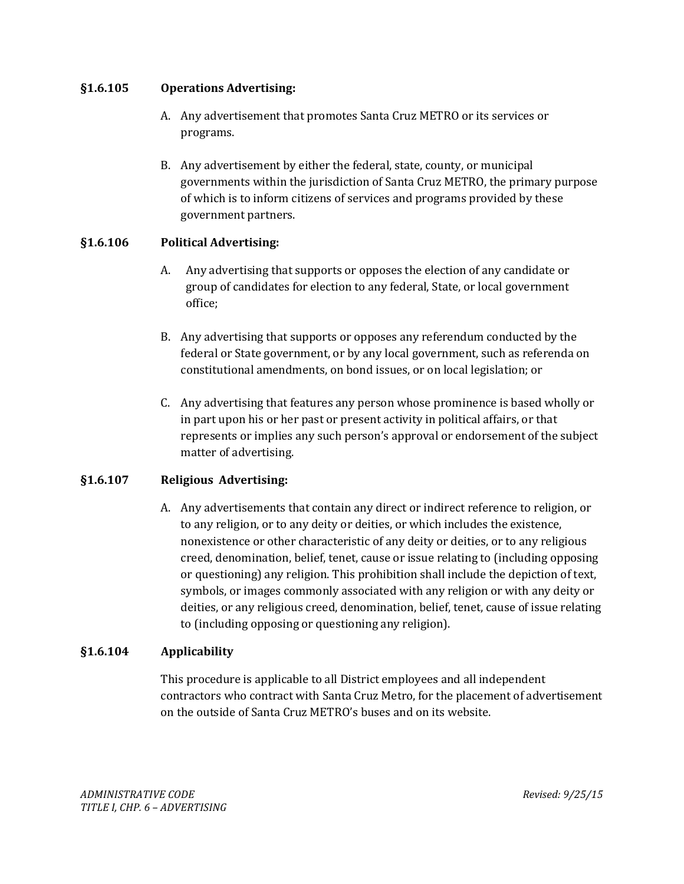### §1.6.105 Operations Advertising:

A. Any advertisement that promotes Santa Cruz METRO or its services or programs.

B. Any advertisement by either the federal, state, county, or municipal governments within the jurisdiction of Santa Cruz METRO, the primary purpose of which is to inform citizens of services and programs provided by these government partners.

### §1.6.106 Political Advertising:

A. Any advertising that supports or opposes the election of any candidate or group of candidates for election to any federal, State, or local government office;

B. Any advertising that supports or opposes any referendum conducted by the federal or State government, or by any local government, such as referenda on constitutional amendments, on bond issues, or on local legislation; or

C. Any advertising that features any person whose prominence is based wholly or in part upon his or her past or present activity in political affairs, or that represents or implies any such person's approval or endorsement of the subject matter of advertising.

### §1.6.107 Religious Advertising:

A. Any advertisements that contain any direct or indirect reference to religion, or to any religion, or to any deity or deities, or which includes the existence, nonexistence or other characteristic of any deity or deities, or to any religious creed, denomination, belief, tenet, cause or issue relating to (including opposing or questioning) any religion. This prohibition shall include the depiction of text, symbols, or images commonly associated with any religion or with any deity or deities, or any religious creed, denomination, belief, tenet, cause of issue relating to (including opposing or questioning any religion).

### §1.6.104 Applicability

This procedure is applicable to all District employees and all independent contractors who contract with Santa Cruz Metro, for the placement of advertisement on the outside of Santa Cruz METRO's buses and on its website.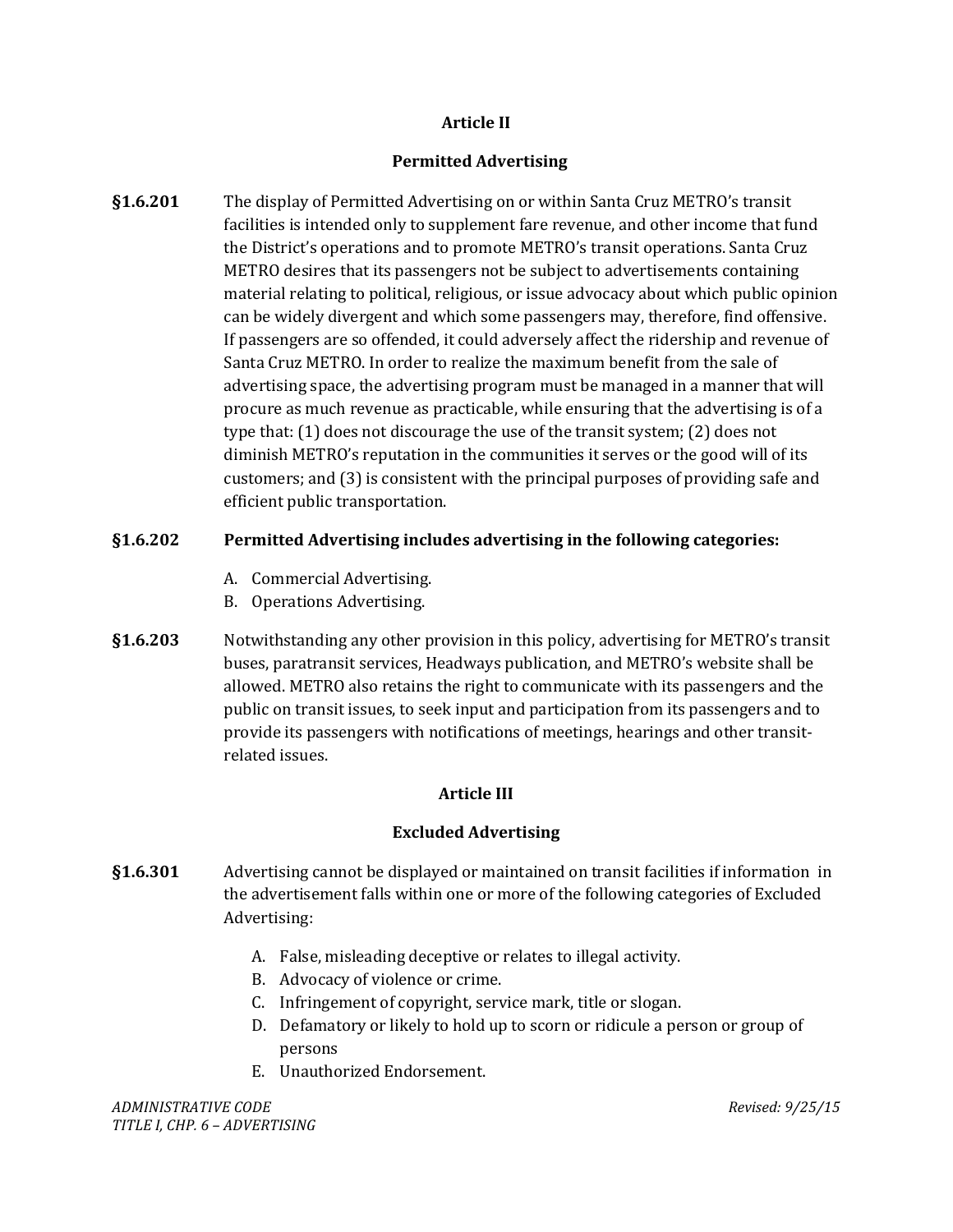## Article II

## Permitted Advertising

**§1.6.201** The display of Permitted Advertising on or within Santa Cruz METRO's transit facilities is intended only to supplement fare revenue, and other income that fund the District's operations and to promote METRO's transit operations. Santa Cruz METRO desires that its passengers not be subject to advertisements containing material relating to political, religious, or issue advocacy about which public opinion can be widely divergent and which some passengers may, therefore, find offensive. If passengers are so offended, it could adversely affect the ridership and revenue of Santa Cruz METRO. In order to realize the maximum benefit from the sale of advertising space, the advertising program must be managed in a manner that will procure as much revenue as practicable, while ensuring that the advertising is of a type that: (1) does not discourage the use of the transit system; (2) does not diminish METRO's reputation in the communities it serves or the good will of its customers; and (3) is consistent with the principal purposes of providing safe and efficient public transportation.

**§1.6.202** **Permitted Advertising includes advertising in the following categories:**

A. Commercial Advertising.
B. Operations Advertising.

**§1.6.203** Notwithstanding any other provision in this policy, advertising for METRO's transit buses, paratransit services, Headways publication, and METRO's website shall be allowed. METRO also retains the right to communicate with its passengers and the public on transit issues, to seek input and participation from its passengers and to provide its passengers with notifications of meetings, hearings and other transit-related issues.

## Article III

## Excluded Advertising

**§1.6.301** Advertising cannot be displayed or maintained on transit facilities if information in the advertisement falls within one or more of the following categories of Excluded Advertising:

A. False, misleading deceptive or relates to illegal activity.
B. Advocacy of violence or crime.
C. Infringement of copyright, service mark, title or slogan.
D. Defamatory or likely to hold up to scorn or ridicule a person or group of persons
E. Unauthorized Endorsement.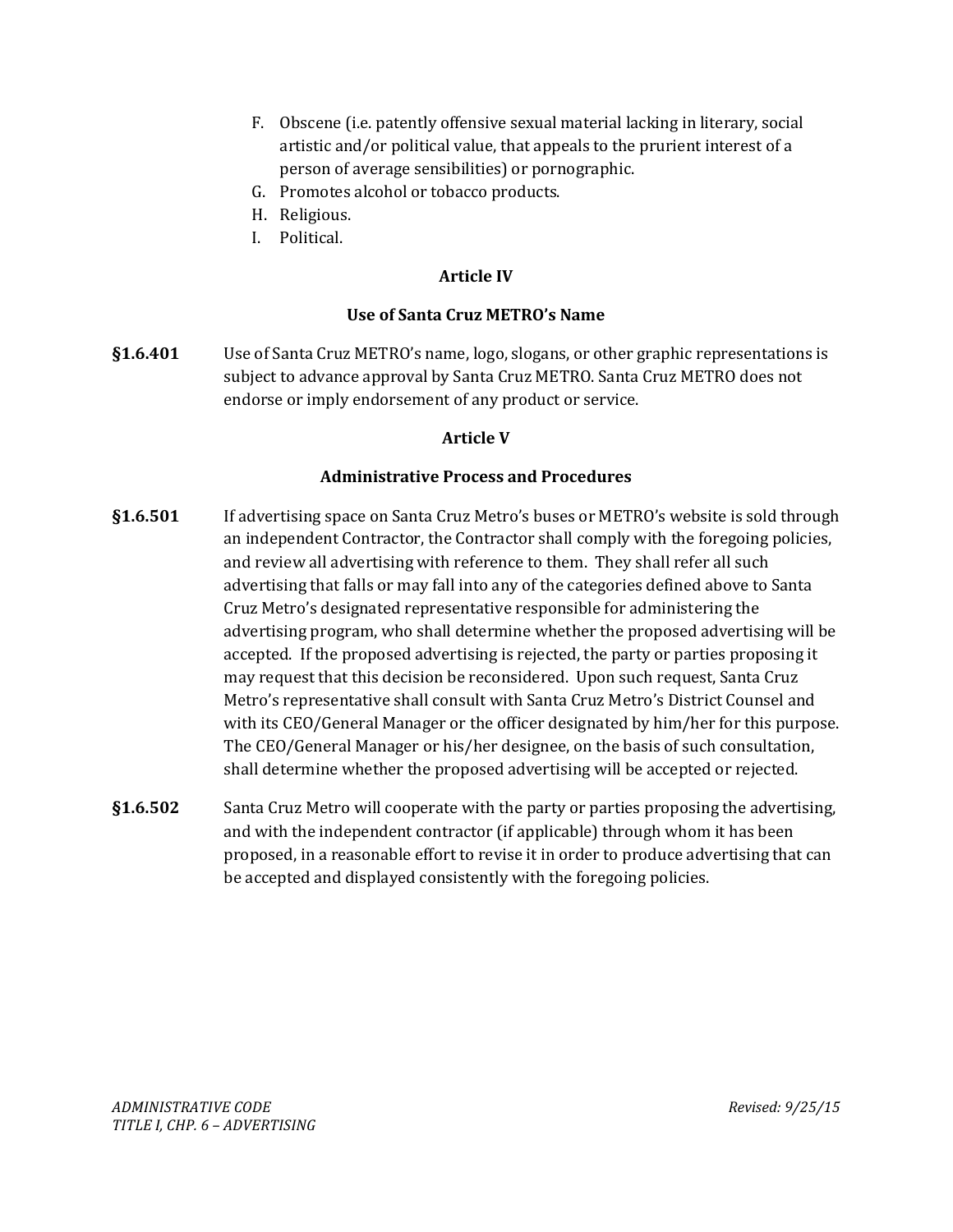F. Obscene (i.e. patently offensive sexual material lacking in literary, social artistic and/or political value, that appeals to the prurient interest of a person of average sensibilities) or pornographic.
G. Promotes alcohol or tobacco products.
H. Religious.
I. Political.

## Article IV

### Use of Santa Cruz METRO's Name

**§1.6.401** Use of Santa Cruz METRO's name, logo, slogans, or other graphic representations is subject to advance approval by Santa Cruz METRO. Santa Cruz METRO does not endorse or imply endorsement of any product or service.

## Article V

### Administrative Process and Procedures

**§1.6.501** If advertising space on Santa Cruz Metro's buses or METRO's website is sold through an independent Contractor, the Contractor shall comply with the foregoing policies, and review all advertising with reference to them. They shall refer all such advertising that falls or may fall into any of the categories defined above to Santa Cruz Metro's designated representative responsible for administering the advertising program, who shall determine whether the proposed advertising will be accepted. If the proposed advertising is rejected, the party or parties proposing it may request that this decision be reconsidered. Upon such request, Santa Cruz Metro's representative shall consult with Santa Cruz Metro's District Counsel and with its CEO/General Manager or the officer designated by him/her for this purpose. The CEO/General Manager or his/her designee, on the basis of such consultation, shall determine whether the proposed advertising will be accepted or rejected.

**§1.6.502** Santa Cruz Metro will cooperate with the party or parties proposing the advertising, and with the independent contractor (if applicable) through whom it has been proposed, in a reasonable effort to revise it in order to produce advertising that can be accepted and displayed consistently with the foregoing policies.